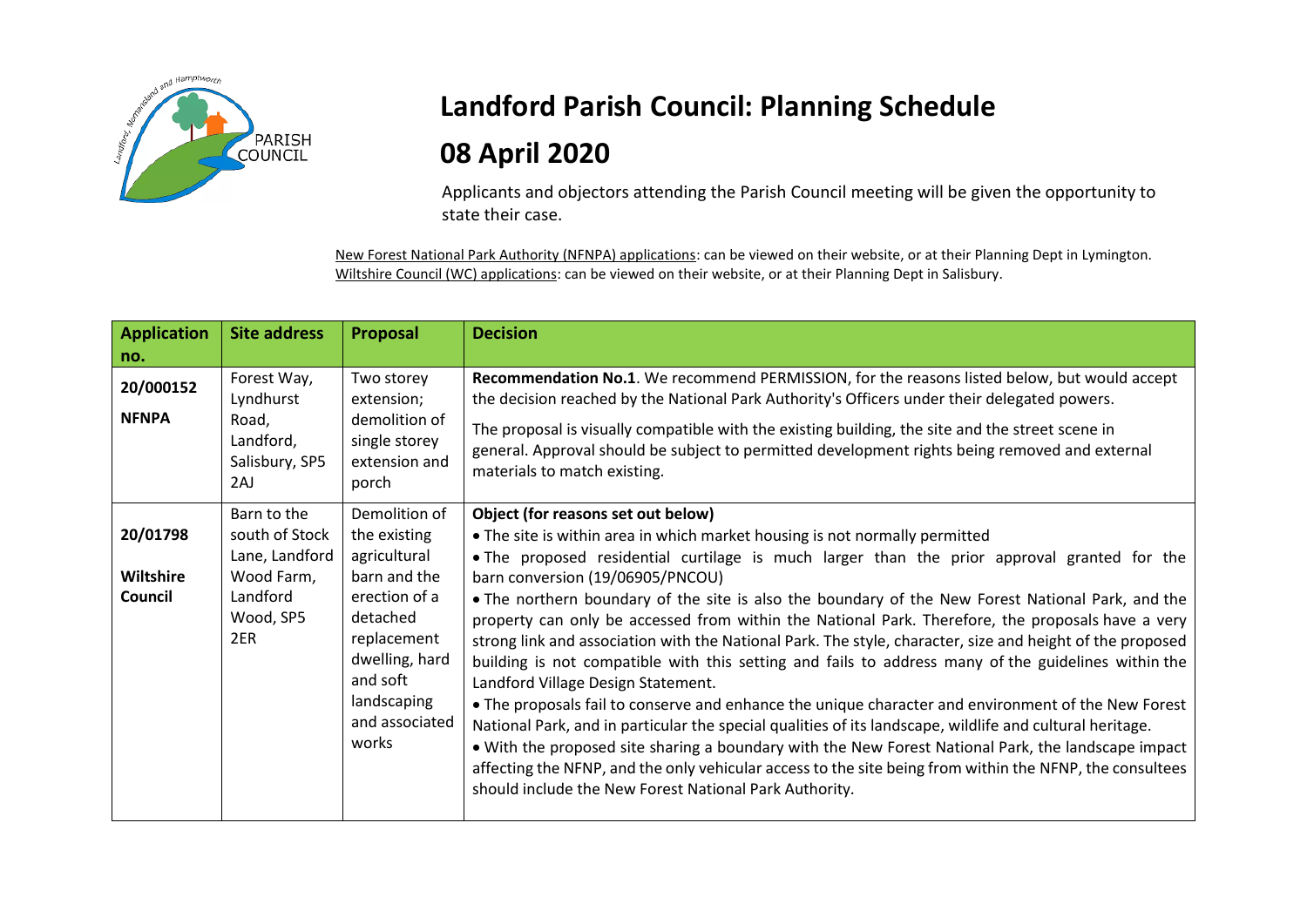# Landford Parish Council: Planning Schedule

# 08 April 2020

Applicants and objectors attending the Parish Council meeting will be given the opportunity to state their case.

New Forest National Park Authority (NFNPA) applications: can be viewed on their website, or at their Planning Dept in Lymington.
Wiltshire Council (WC) applications: can be viewed on their website, or at their Planning Dept in Salisbury.

| Application no. | Site address | Proposal | Decision |
|---|---|---|---|
| **20/000152** **NFNPA** | Forest Way, Lyndhurst Road, Landford, Salisbury, SP5 2AJ | Two storey extension; demolition of single storey extension and porch | **Recommendation No.1**. We recommend PERMISSION, for the reasons listed below, but would accept the decision reached by the National Park Authority's Officers under their delegated powers. The proposal is visually compatible with the existing building, the site and the street scene in general. Approval should be subject to permitted development rights being removed and external materials to match existing. |
| **20/01798** **Wiltshire Council** | Barn to the south of Stock Lane, Landford Wood Farm, Landford Wood, SP5 2ER | Demolition of the existing agricultural barn and the erection of a detached replacement dwelling, hard and soft landscaping and associated works | **Object (for reasons set out below)** • The site is within area in which market housing is not normally permitted • The proposed residential curtilage is much larger than the prior approval granted for the barn conversion (19/06905/PNCOU) • The northern boundary of the site is also the boundary of the New Forest National Park, and the property can only be accessed from within the National Park. Therefore, the proposals have a very strong link and association with the National Park. The style, character, size and height of the proposed building is not compatible with this setting and fails to address many of the guidelines within the Landford Village Design Statement. • The proposals fail to conserve and enhance the unique character and environment of the New Forest National Park, and in particular the special qualities of its landscape, wildlife and cultural heritage. • With the proposed site sharing a boundary with the New Forest National Park, the landscape impact affecting the NFNP, and the only vehicular access to the site being from within the NFNP, the consultees should include the New Forest National Park Authority. |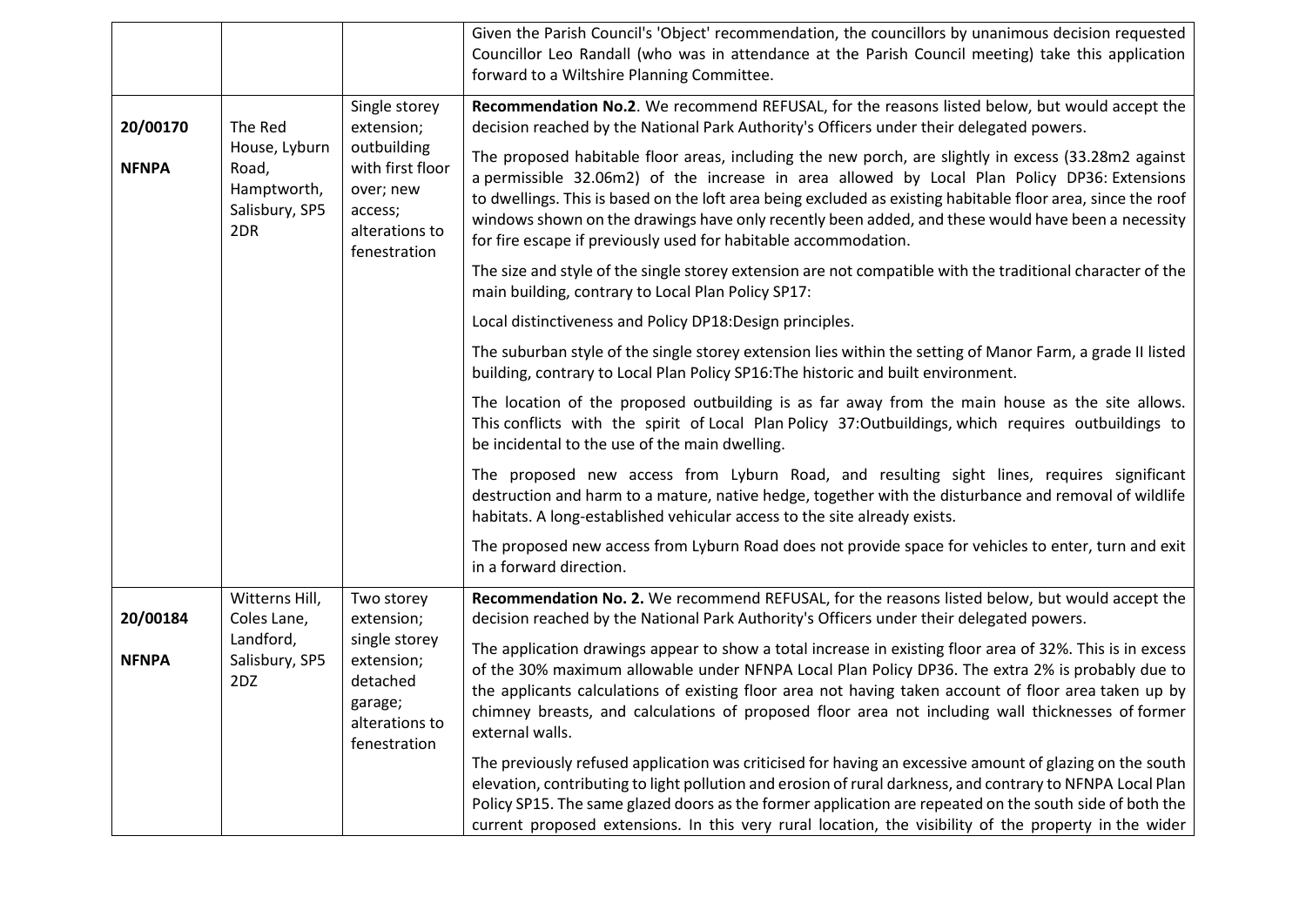| | | | |
|---|---|---|---|
| | | | Given the Parish Council's 'Object' recommendation, the councillors by unanimous decision requested Councillor Leo Randall (who was in attendance at the Parish Council meeting) take this application forward to a Wiltshire Planning Committee. |
| 20/00170<br><br>NFNPA | The Red House, Lyburn Road, Hamptworth, Salisbury, SP5 2DR | Single storey extension; outbuilding with first floor over; new access; alterations to fenestration | **Recommendation No.2**. We recommend REFUSAL, for the reasons listed below, but would accept the decision reached by the National Park Authority's Officers under their delegated powers.<br><br>The proposed habitable floor areas, including the new porch, are slightly in excess (33.28m2 against a permissible 32.06m2) of the increase in area allowed by Local Plan Policy DP36: Extensions to dwellings. This is based on the loft area being excluded as existing habitable floor area, since the roof windows shown on the drawings have only recently been added, and these would have been a necessity for fire escape if previously used for habitable accommodation.<br><br>The size and style of the single storey extension are not compatible with the traditional character of the main building, contrary to Local Plan Policy SP17:<br><br>Local distinctiveness and Policy DP18:Design principles.<br><br>The suburban style of the single storey extension lies within the setting of Manor Farm, a grade II listed building, contrary to Local Plan Policy SP16:The historic and built environment.<br><br>The location of the proposed outbuilding is as far away from the main house as the site allows. This conflicts with the spirit of Local Plan Policy 37:Outbuildings, which requires outbuildings to be incidental to the use of the main dwelling.<br><br>The proposed new access from Lyburn Road, and resulting sight lines, requires significant destruction and harm to a mature, native hedge, together with the disturbance and removal of wildlife habitats. A long-established vehicular access to the site already exists.<br><br>The proposed new access from Lyburn Road does not provide space for vehicles to enter, turn and exit in a forward direction. |
| 20/00184<br><br>NFNPA | Witterns Hill, Coles Lane, Landford, Salisbury, SP5 2DZ | Two storey extension; single storey extension; detached garage; alterations to fenestration | **Recommendation No. 2.** We recommend REFUSAL, for the reasons listed below, but would accept the decision reached by the National Park Authority's Officers under their delegated powers.<br><br>The application drawings appear to show a total increase in existing floor area of 32%. This is in excess of the 30% maximum allowable under NFNPA Local Plan Policy DP36. The extra 2% is probably due to the applicants calculations of existing floor area not having taken account of floor area taken up by chimney breasts, and calculations of proposed floor area not including wall thicknesses of former external walls.<br><br>The previously refused application was criticised for having an excessive amount of glazing on the south elevation, contributing to light pollution and erosion of rural darkness, and contrary to NFNPA Local Plan Policy SP15. The same glazed doors as the former application are repeated on the south side of both the current proposed extensions. In this very rural location, the visibility of the property in the wider |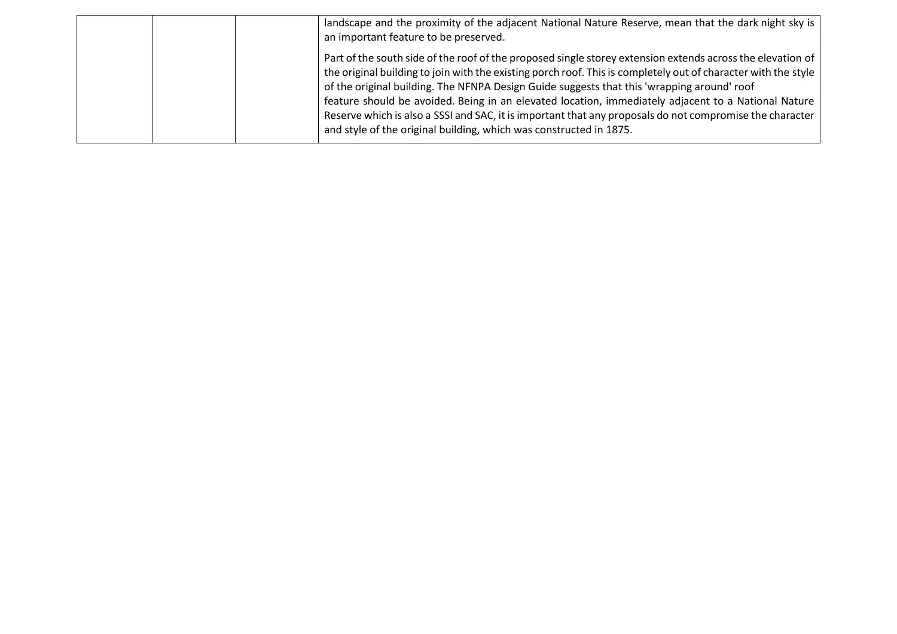| | | | |
|---|---|---|---|
| | | | landscape and the proximity of the adjacent National Nature Reserve, mean that the dark night sky is an important feature to be preserved.<br><br>Part of the south side of the roof of the proposed single storey extension extends across the elevation of the original building to join with the existing porch roof. This is completely out of character with the style of the original building. The NFNPA Design Guide suggests that this 'wrapping around' roof feature should be avoided. Being in an elevated location, immediately adjacent to a National Nature Reserve which is also a SSSI and SAC, it is important that any proposals do not compromise the character and style of the original building, which was constructed in 1875. |